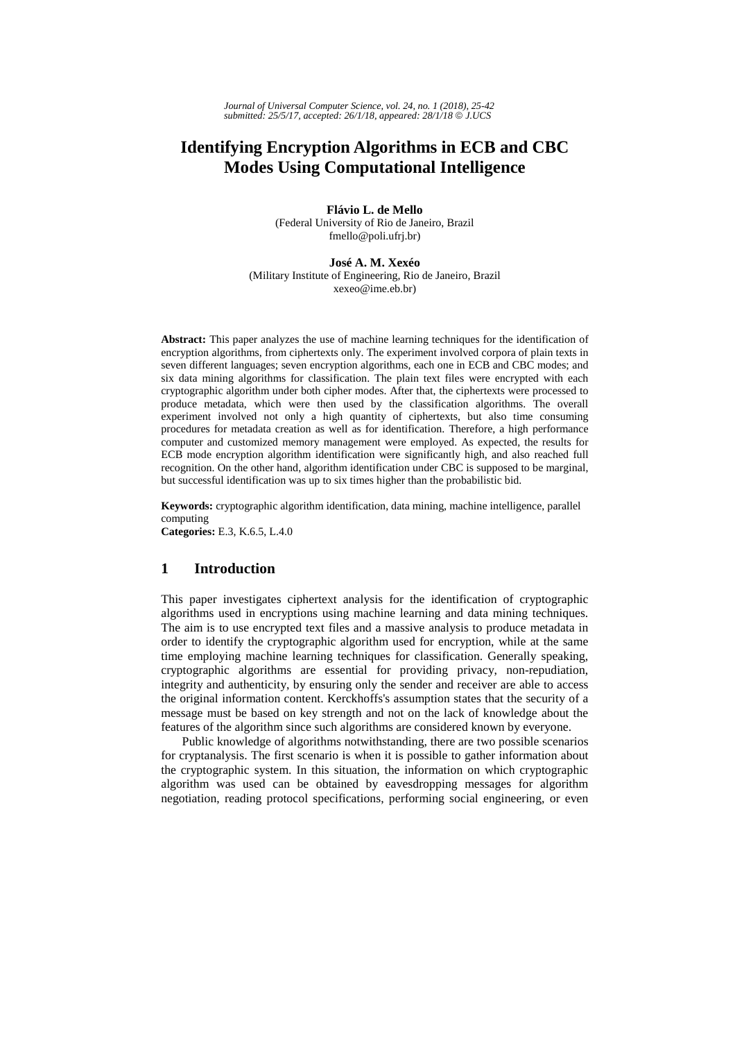# Identifying Encryption Algorithms in ECB and CBC Modes Using Computational Intelligence

**Flávio L. de Mello**
(Federal University of Rio de Janeiro, Brazil
fmello@poli.ufrj.br)

**José A. M. Xexéo**
(Military Institute of Engineering, Rio de Janeiro, Brazil
xexeo@ime.eb.br)

**Abstract:** This paper analyzes the use of machine learning techniques for the identification of encryption algorithms, from ciphertexts only. The experiment involved corpora of plain texts in seven different languages; seven encryption algorithms, each one in ECB and CBC modes; and six data mining algorithms for classification. The plain text files were encrypted with each cryptographic algorithm under both cipher modes. After that, the ciphertexts were processed to produce metadata, which were then used by the classification algorithms. The overall experiment involved not only a high quantity of ciphertexts, but also time consuming procedures for metadata creation as well as for identification. Therefore, a high performance computer and customized memory management were employed. As expected, the results for ECB mode encryption algorithm identification were significantly high, and also reached full recognition. On the other hand, algorithm identification under CBC is supposed to be marginal, but successful identification was up to six times higher than the probabilistic bid.

**Keywords:** cryptographic algorithm identification, data mining, machine intelligence, parallel computing
**Categories:** E.3, K.6.5, L.4.0

## 1 Introduction

This paper investigates ciphertext analysis for the identification of cryptographic algorithms used in encryptions using machine learning and data mining techniques. The aim is to use encrypted text files and a massive analysis to produce metadata in order to identify the cryptographic algorithm used for encryption, while at the same time employing machine learning techniques for classification. Generally speaking, cryptographic algorithms are essential for providing privacy, non-repudiation, integrity and authenticity, by ensuring only the sender and receiver are able to access the original information content. Kerckhoffs's assumption states that the security of a message must be based on key strength and not on the lack of knowledge about the features of the algorithm since such algorithms are considered known by everyone.

Public knowledge of algorithms notwithstanding, there are two possible scenarios for cryptanalysis. The first scenario is when it is possible to gather information about the cryptographic system. In this situation, the information on which cryptographic algorithm was used can be obtained by eavesdropping messages for algorithm negotiation, reading protocol specifications, performing social engineering, or even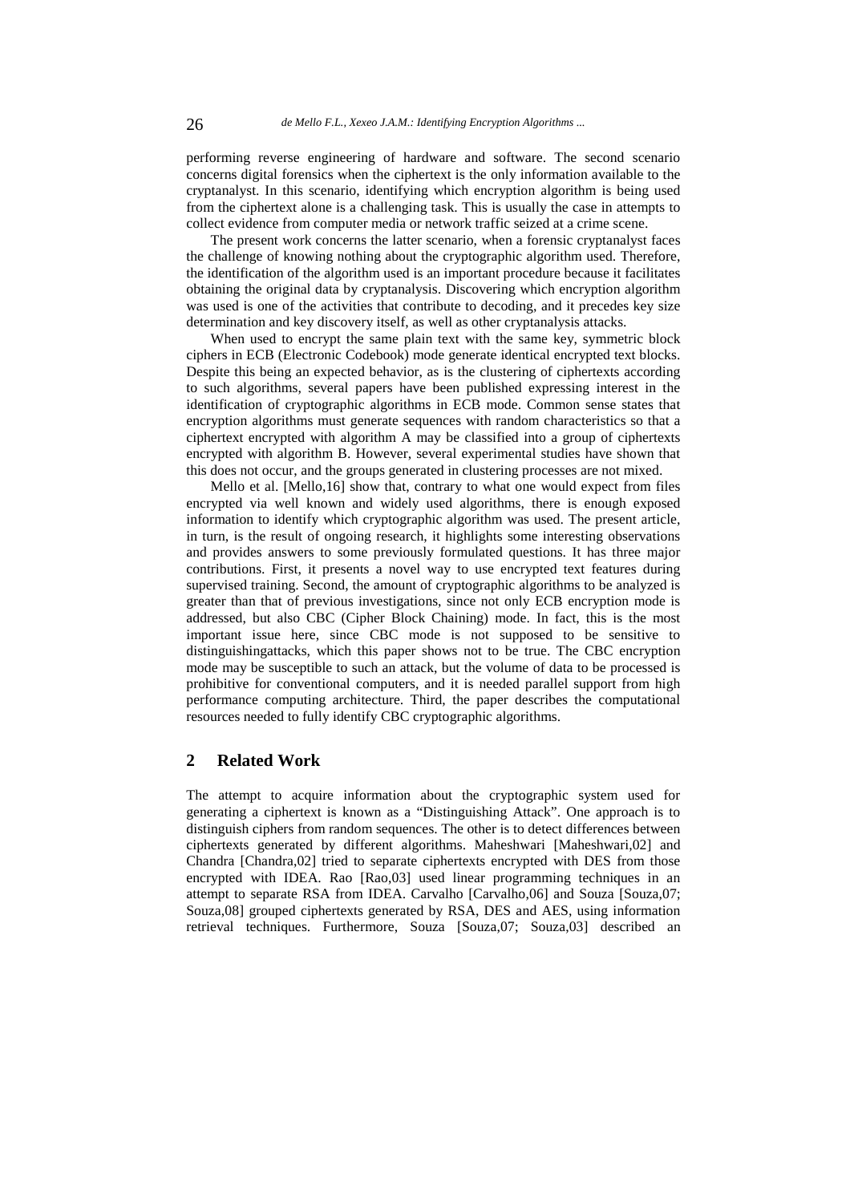performing reverse engineering of hardware and software. The second scenario concerns digital forensics when the ciphertext is the only information available to the cryptanalyst. In this scenario, identifying which encryption algorithm is being used from the ciphertext alone is a challenging task. This is usually the case in attempts to collect evidence from computer media or network traffic seized at a crime scene.

The present work concerns the latter scenario, when a forensic cryptanalyst faces the challenge of knowing nothing about the cryptographic algorithm used. Therefore, the identification of the algorithm used is an important procedure because it facilitates obtaining the original data by cryptanalysis. Discovering which encryption algorithm was used is one of the activities that contribute to decoding, and it precedes key size determination and key discovery itself, as well as other cryptanalysis attacks.

When used to encrypt the same plain text with the same key, symmetric block ciphers in ECB (Electronic Codebook) mode generate identical encrypted text blocks. Despite this being an expected behavior, as is the clustering of ciphertexts according to such algorithms, several papers have been published expressing interest in the identification of cryptographic algorithms in ECB mode. Common sense states that encryption algorithms must generate sequences with random characteristics so that a ciphertext encrypted with algorithm A may be classified into a group of ciphertexts encrypted with algorithm B. However, several experimental studies have shown that this does not occur, and the groups generated in clustering processes are not mixed.

Mello et al. [Mello,16] show that, contrary to what one would expect from files encrypted via well known and widely used algorithms, there is enough exposed information to identify which cryptographic algorithm was used. The present article, in turn, is the result of ongoing research, it highlights some interesting observations and provides answers to some previously formulated questions. It has three major contributions. First, it presents a novel way to use encrypted text features during supervised training. Second, the amount of cryptographic algorithms to be analyzed is greater than that of previous investigations, since not only ECB encryption mode is addressed, but also CBC (Cipher Block Chaining) mode. In fact, this is the most important issue here, since CBC mode is not supposed to be sensitive to distinguishingattacks, which this paper shows not to be true. The CBC encryption mode may be susceptible to such an attack, but the volume of data to be processed is prohibitive for conventional computers, and it is needed parallel support from high performance computing architecture. Third, the paper describes the computational resources needed to fully identify CBC cryptographic algorithms.

## 2 Related Work

The attempt to acquire information about the cryptographic system used for generating a ciphertext is known as a "Distinguishing Attack". One approach is to distinguish ciphers from random sequences. The other is to detect differences between ciphertexts generated by different algorithms. Maheshwari [Maheshwari,02] and Chandra [Chandra,02] tried to separate ciphertexts encrypted with DES from those encrypted with IDEA. Rao [Rao,03] used linear programming techniques in an attempt to separate RSA from IDEA. Carvalho [Carvalho,06] and Souza [Souza,07; Souza,08] grouped ciphertexts generated by RSA, DES and AES, using information retrieval techniques. Furthermore, Souza [Souza,07; Souza,03] described an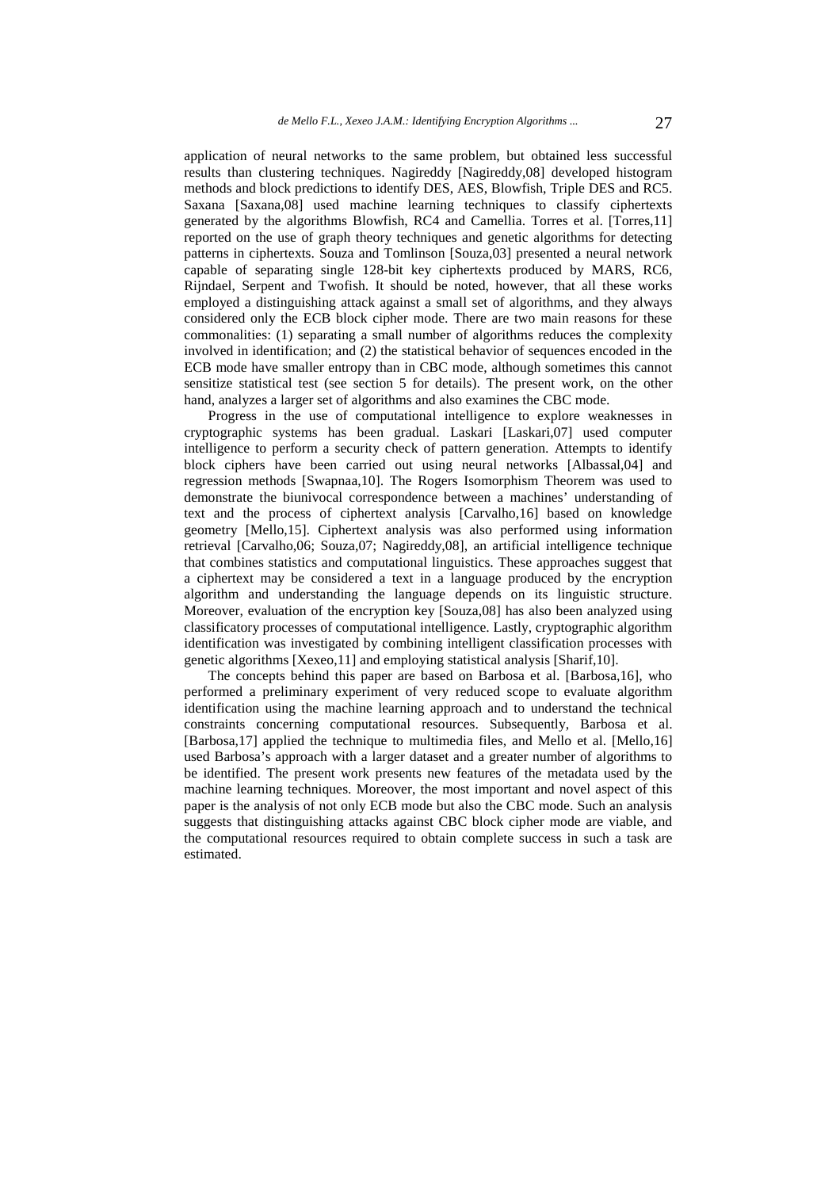application of neural networks to the same problem, but obtained less successful results than clustering techniques. Nagireddy [Nagireddy,08] developed histogram methods and block predictions to identify DES, AES, Blowfish, Triple DES and RC5. Saxana [Saxana,08] used machine learning techniques to classify ciphertexts generated by the algorithms Blowfish, RC4 and Camellia. Torres et al. [Torres,11] reported on the use of graph theory techniques and genetic algorithms for detecting patterns in ciphertexts. Souza and Tomlinson [Souza,03] presented a neural network capable of separating single 128-bit key ciphertexts produced by MARS, RC6, Rijndael, Serpent and Twofish. It should be noted, however, that all these works employed a distinguishing attack against a small set of algorithms, and they always considered only the ECB block cipher mode. There are two main reasons for these commonalities: (1) separating a small number of algorithms reduces the complexity involved in identification; and (2) the statistical behavior of sequences encoded in the ECB mode have smaller entropy than in CBC mode, although sometimes this cannot sensitize statistical test (see section 5 for details). The present work, on the other hand, analyzes a larger set of algorithms and also examines the CBC mode.

Progress in the use of computational intelligence to explore weaknesses in cryptographic systems has been gradual. Laskari [Laskari,07] used computer intelligence to perform a security check of pattern generation. Attempts to identify block ciphers have been carried out using neural networks [Albassal,04] and regression methods [Swapnaa,10]. The Rogers Isomorphism Theorem was used to demonstrate the biunivocal correspondence between a machines' understanding of text and the process of ciphertext analysis [Carvalho,16] based on knowledge geometry [Mello,15]. Ciphertext analysis was also performed using information retrieval [Carvalho,06; Souza,07; Nagireddy,08], an artificial intelligence technique that combines statistics and computational linguistics. These approaches suggest that a ciphertext may be considered a text in a language produced by the encryption algorithm and understanding the language depends on its linguistic structure. Moreover, evaluation of the encryption key [Souza,08] has also been analyzed using classificatory processes of computational intelligence. Lastly, cryptographic algorithm identification was investigated by combining intelligent classification processes with genetic algorithms [Xexeo,11] and employing statistical analysis [Sharif,10].

The concepts behind this paper are based on Barbosa et al. [Barbosa,16], who performed a preliminary experiment of very reduced scope to evaluate algorithm identification using the machine learning approach and to understand the technical constraints concerning computational resources. Subsequently, Barbosa et al. [Barbosa,17] applied the technique to multimedia files, and Mello et al. [Mello,16] used Barbosa's approach with a larger dataset and a greater number of algorithms to be identified. The present work presents new features of the metadata used by the machine learning techniques. Moreover, the most important and novel aspect of this paper is the analysis of not only ECB mode but also the CBC mode. Such an analysis suggests that distinguishing attacks against CBC block cipher mode are viable, and the computational resources required to obtain complete success in such a task are estimated.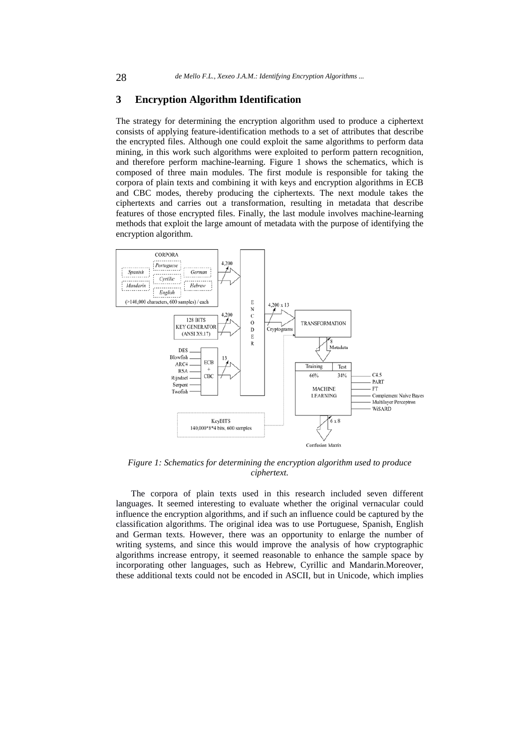## 3 Encryption Algorithm Identification

The strategy for determining the encryption algorithm used to produce a ciphertext consists of applying feature-identification methods to a set of attributes that describe the encrypted files. Although one could exploit the same algorithms to perform data mining, in this work such algorithms were exploited to perform pattern recognition, and therefore perform machine-learning. Figure 1 shows the schematics, which is composed of three main modules. The first module is responsible for taking the corpora of plain texts and combining it with keys and encryption algorithms in ECB and CBC modes, thereby producing the ciphertexts. The next module takes the ciphertexts and carries out a transformation, resulting in metadata that describe features of those encrypted files. Finally, the last module involves machine-learning methods that exploit the large amount of metadata with the purpose of identifying the encryption algorithm.

*Figure 1: Schematics for determining the encryption algorithm used to produce ciphertext.*

The corpora of plain texts used in this research included seven different languages. It seemed interesting to evaluate whether the original vernacular could influence the encryption algorithms, and if such an influence could be captured by the classification algorithms. The original idea was to use Portuguese, Spanish, English and German texts. However, there was an opportunity to enlarge the number of writing systems, and since this would improve the analysis of how cryptographic algorithms increase entropy, it seemed reasonable to enhance the sample space by incorporating other languages, such as Hebrew, Cyrillic and Mandarin.Moreover, these additional texts could not be encoded in ASCII, but in Unicode, which implies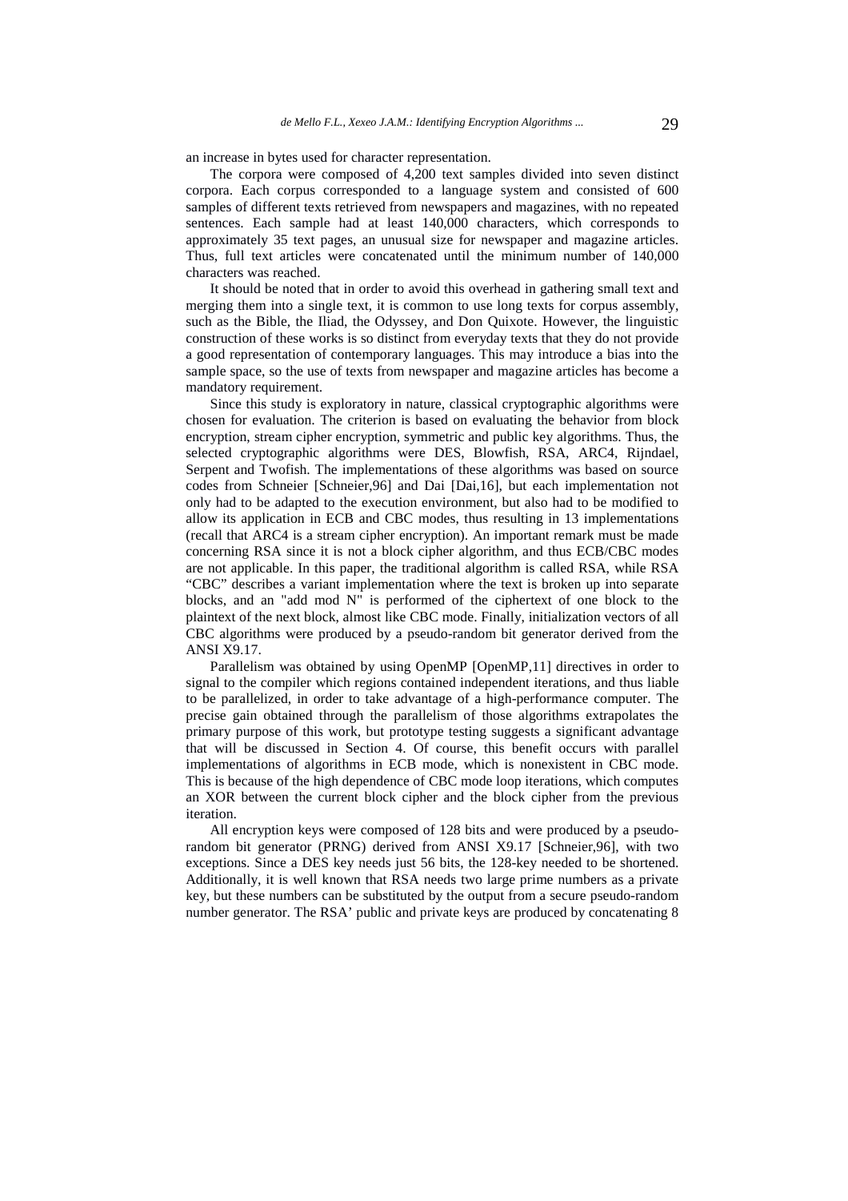an increase in bytes used for character representation.

The corpora were composed of 4,200 text samples divided into seven distinct corpora. Each corpus corresponded to a language system and consisted of 600 samples of different texts retrieved from newspapers and magazines, with no repeated sentences. Each sample had at least 140,000 characters, which corresponds to approximately 35 text pages, an unusual size for newspaper and magazine articles. Thus, full text articles were concatenated until the minimum number of 140,000 characters was reached.

It should be noted that in order to avoid this overhead in gathering small text and merging them into a single text, it is common to use long texts for corpus assembly, such as the Bible, the Iliad, the Odyssey, and Don Quixote. However, the linguistic construction of these works is so distinct from everyday texts that they do not provide a good representation of contemporary languages. This may introduce a bias into the sample space, so the use of texts from newspaper and magazine articles has become a mandatory requirement.

Since this study is exploratory in nature, classical cryptographic algorithms were chosen for evaluation. The criterion is based on evaluating the behavior from block encryption, stream cipher encryption, symmetric and public key algorithms. Thus, the selected cryptographic algorithms were DES, Blowfish, RSA, ARC4, Rijndael, Serpent and Twofish. The implementations of these algorithms was based on source codes from Schneier [Schneier,96] and Dai [Dai,16], but each implementation not only had to be adapted to the execution environment, but also had to be modified to allow its application in ECB and CBC modes, thus resulting in 13 implementations (recall that ARC4 is a stream cipher encryption). An important remark must be made concerning RSA since it is not a block cipher algorithm, and thus ECB/CBC modes are not applicable. In this paper, the traditional algorithm is called RSA, while RSA "CBC" describes a variant implementation where the text is broken up into separate blocks, and an "add mod N" is performed of the ciphertext of one block to the plaintext of the next block, almost like CBC mode. Finally, initialization vectors of all CBC algorithms were produced by a pseudo-random bit generator derived from the ANSI X9.17.

Parallelism was obtained by using OpenMP [OpenMP,11] directives in order to signal to the compiler which regions contained independent iterations, and thus liable to be parallelized, in order to take advantage of a high-performance computer. The precise gain obtained through the parallelism of those algorithms extrapolates the primary purpose of this work, but prototype testing suggests a significant advantage that will be discussed in Section 4. Of course, this benefit occurs with parallel implementations of algorithms in ECB mode, which is nonexistent in CBC mode. This is because of the high dependence of CBC mode loop iterations, which computes an XOR between the current block cipher and the block cipher from the previous iteration.

All encryption keys were composed of 128 bits and were produced by a pseudo-random bit generator (PRNG) derived from ANSI X9.17 [Schneier,96], with two exceptions. Since a DES key needs just 56 bits, the 128-key needed to be shortened. Additionally, it is well known that RSA needs two large prime numbers as a private key, but these numbers can be substituted by the output from a secure pseudo-random number generator. The RSA' public and private keys are produced by concatenating 8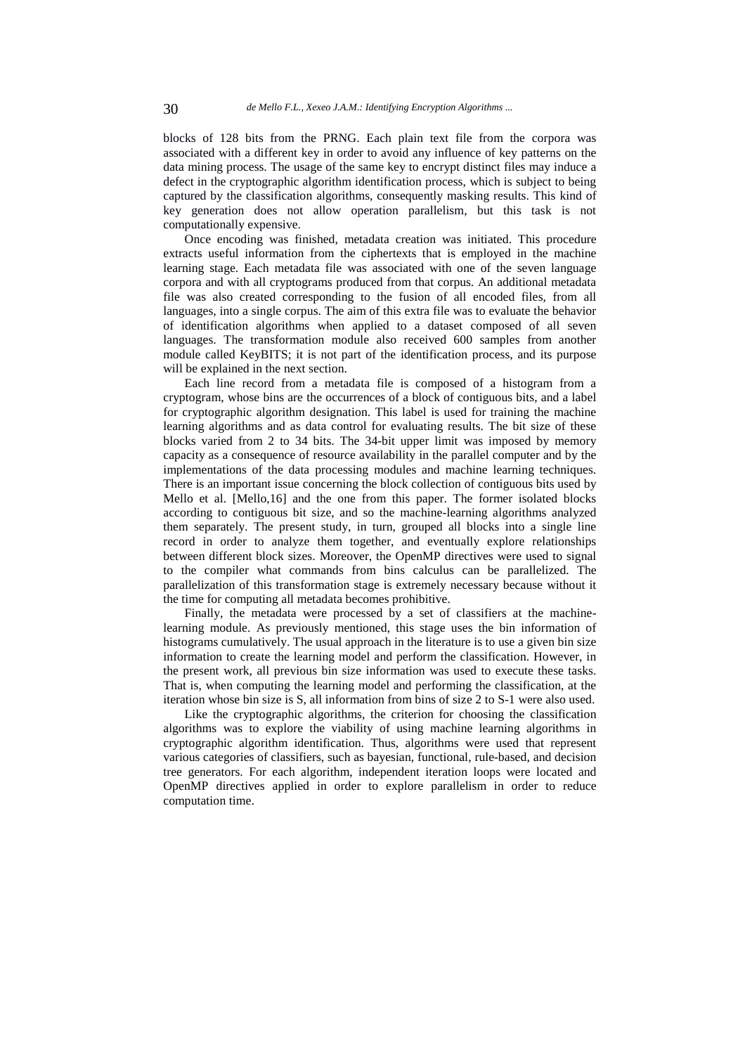blocks of 128 bits from the PRNG. Each plain text file from the corpora was associated with a different key in order to avoid any influence of key patterns on the data mining process. The usage of the same key to encrypt distinct files may induce a defect in the cryptographic algorithm identification process, which is subject to being captured by the classification algorithms, consequently masking results. This kind of key generation does not allow operation parallelism, but this task is not computationally expensive.

Once encoding was finished, metadata creation was initiated. This procedure extracts useful information from the ciphertexts that is employed in the machine learning stage. Each metadata file was associated with one of the seven language corpora and with all cryptograms produced from that corpus. An additional metadata file was also created corresponding to the fusion of all encoded files, from all languages, into a single corpus. The aim of this extra file was to evaluate the behavior of identification algorithms when applied to a dataset composed of all seven languages. The transformation module also received 600 samples from another module called KeyBITS; it is not part of the identification process, and its purpose will be explained in the next section.

Each line record from a metadata file is composed of a histogram from a cryptogram, whose bins are the occurrences of a block of contiguous bits, and a label for cryptographic algorithm designation. This label is used for training the machine learning algorithms and as data control for evaluating results. The bit size of these blocks varied from 2 to 34 bits. The 34-bit upper limit was imposed by memory capacity as a consequence of resource availability in the parallel computer and by the implementations of the data processing modules and machine learning techniques. There is an important issue concerning the block collection of contiguous bits used by Mello et al. [Mello,16] and the one from this paper. The former isolated blocks according to contiguous bit size, and so the machine-learning algorithms analyzed them separately. The present study, in turn, grouped all blocks into a single line record in order to analyze them together, and eventually explore relationships between different block sizes. Moreover, the OpenMP directives were used to signal to the compiler what commands from bins calculus can be parallelized. The parallelization of this transformation stage is extremely necessary because without it the time for computing all metadata becomes prohibitive.

Finally, the metadata were processed by a set of classifiers at the machine-learning module. As previously mentioned, this stage uses the bin information of histograms cumulatively. The usual approach in the literature is to use a given bin size information to create the learning model and perform the classification. However, in the present work, all previous bin size information was used to execute these tasks. That is, when computing the learning model and performing the classification, at the iteration whose bin size is S, all information from bins of size 2 to S-1 were also used.

Like the cryptographic algorithms, the criterion for choosing the classification algorithms was to explore the viability of using machine learning algorithms in cryptographic algorithm identification. Thus, algorithms were used that represent various categories of classifiers, such as bayesian, functional, rule-based, and decision tree generators. For each algorithm, independent iteration loops were located and OpenMP directives applied in order to explore parallelism in order to reduce computation time.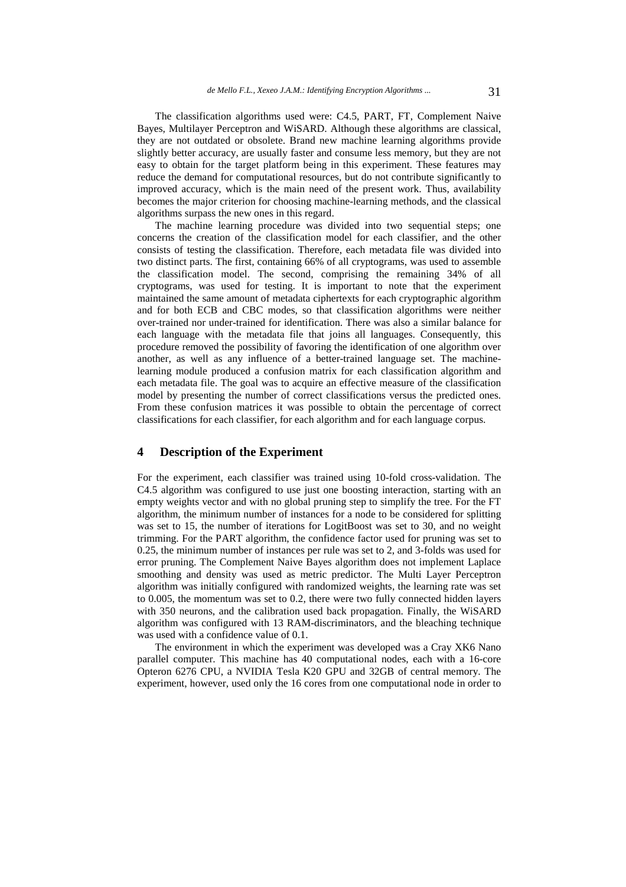The classification algorithms used were: C4.5, PART, FT, Complement Naive Bayes, Multilayer Perceptron and WiSARD. Although these algorithms are classical, they are not outdated or obsolete. Brand new machine learning algorithms provide slightly better accuracy, are usually faster and consume less memory, but they are not easy to obtain for the target platform being in this experiment. These features may reduce the demand for computational resources, but do not contribute significantly to improved accuracy, which is the main need of the present work. Thus, availability becomes the major criterion for choosing machine-learning methods, and the classical algorithms surpass the new ones in this regard.

The machine learning procedure was divided into two sequential steps; one concerns the creation of the classification model for each classifier, and the other consists of testing the classification. Therefore, each metadata file was divided into two distinct parts. The first, containing 66% of all cryptograms, was used to assemble the classification model. The second, comprising the remaining 34% of all cryptograms, was used for testing. It is important to note that the experiment maintained the same amount of metadata ciphertexts for each cryptographic algorithm and for both ECB and CBC modes, so that classification algorithms were neither over-trained nor under-trained for identification. There was also a similar balance for each language with the metadata file that joins all languages. Consequently, this procedure removed the possibility of favoring the identification of one algorithm over another, as well as any influence of a better-trained language set. The machine-learning module produced a confusion matrix for each classification algorithm and each metadata file. The goal was to acquire an effective measure of the classification model by presenting the number of correct classifications versus the predicted ones. From these confusion matrices it was possible to obtain the percentage of correct classifications for each classifier, for each algorithm and for each language corpus.

## 4 Description of the Experiment

For the experiment, each classifier was trained using 10-fold cross-validation. The C4.5 algorithm was configured to use just one boosting interaction, starting with an empty weights vector and with no global pruning step to simplify the tree. For the FT algorithm, the minimum number of instances for a node to be considered for splitting was set to 15, the number of iterations for LogitBoost was set to 30, and no weight trimming. For the PART algorithm, the confidence factor used for pruning was set to 0.25, the minimum number of instances per rule was set to 2, and 3-folds was used for error pruning. The Complement Naive Bayes algorithm does not implement Laplace smoothing and density was used as metric predictor. The Multi Layer Perceptron algorithm was initially configured with randomized weights, the learning rate was set to 0.005, the momentum was set to 0.2, there were two fully connected hidden layers with 350 neurons, and the calibration used back propagation. Finally, the WiSARD algorithm was configured with 13 RAM-discriminators, and the bleaching technique was used with a confidence value of 0.1.

The environment in which the experiment was developed was a Cray XK6 Nano parallel computer. This machine has 40 computational nodes, each with a 16-core Opteron 6276 CPU, a NVIDIA Tesla K20 GPU and 32GB of central memory. The experiment, however, used only the 16 cores from one computational node in order to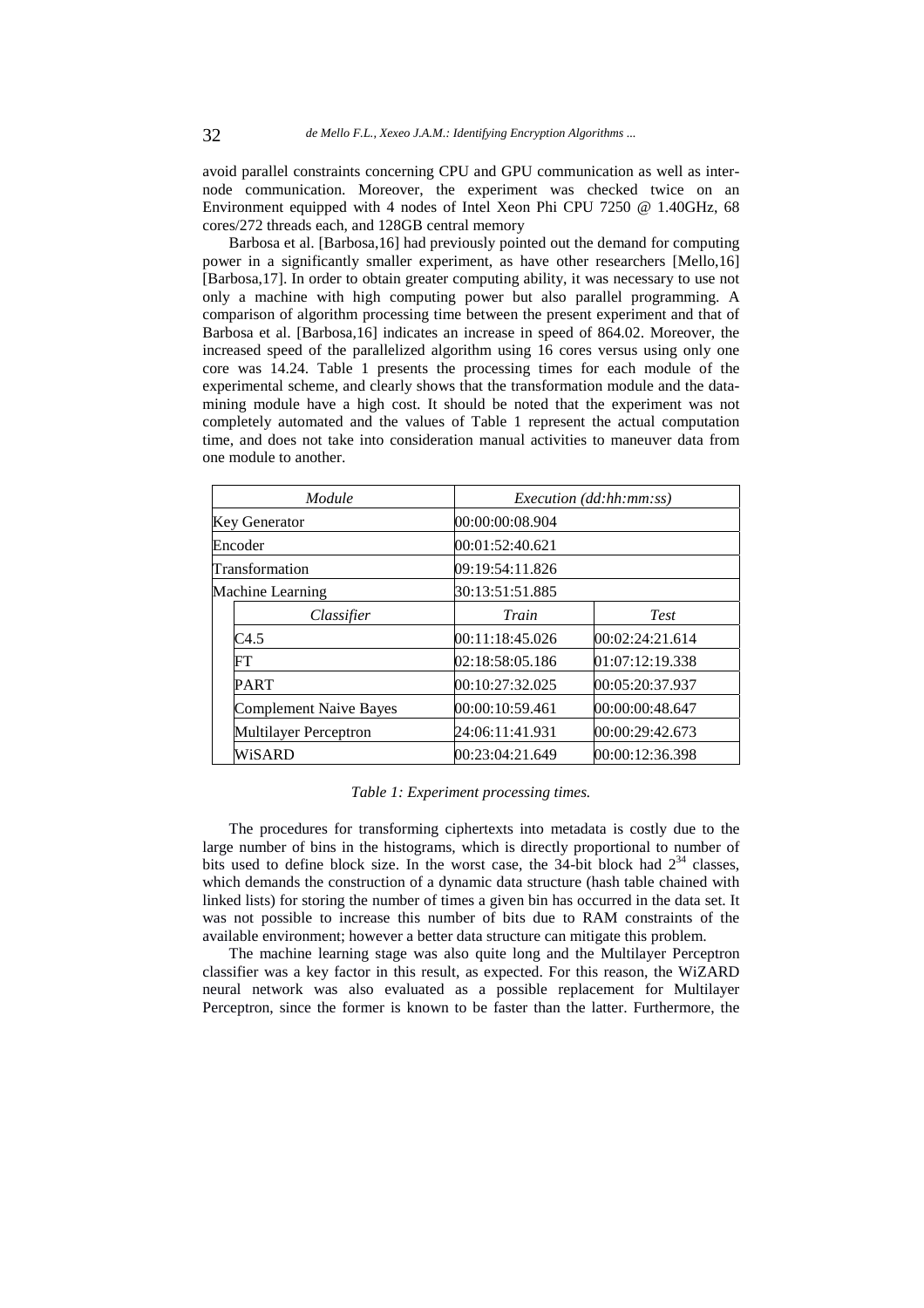avoid parallel constraints concerning CPU and GPU communication as well as inter-node communication. Moreover, the experiment was checked twice on an Environment equipped with 4 nodes of Intel Xeon Phi CPU 7250 @ 1.40GHz, 68 cores/272 threads each, and 128GB central memory

Barbosa et al. [Barbosa,16] had previously pointed out the demand for computing power in a significantly smaller experiment, as have other researchers [Mello,16] [Barbosa,17]. In order to obtain greater computing ability, it was necessary to use not only a machine with high computing power but also parallel programming. A comparison of algorithm processing time between the present experiment and that of Barbosa et al. [Barbosa,16] indicates an increase in speed of 864.02. Moreover, the increased speed of the parallelized algorithm using 16 cores versus using only one core was 14.24. Table 1 presents the processing times for each module of the experimental scheme, and clearly shows that the transformation module and the data-mining module have a high cost. It should be noted that the experiment was not completely automated and the values of Table 1 represent the actual computation time, and does not take into consideration manual activities to maneuver data from one module to another.

| *Module* | | *Execution (dd:hh:mm:ss)* | |
|---|---|---|---|
| Key Generator | | 00:00:00:08.904 | |
| Encoder | | 00:01:52:40.621 | |
| Transformation | | 09:19:54:11.826 | |
| Machine Learning | | 30:13:51:51.885 | |
| | *Classifier* | *Train* | *Test* |
| | C4.5 | 00:11:18:45.026 | 00:02:24:21.614 |
| | FT | 02:18:58:05.186 | 01:07:12:19.338 |
| | PART | 00:10:27:32.025 | 00:05:20:37.937 |
| | Complement Naive Bayes | 00:00:10:59.461 | 00:00:00:48.647 |
| | Multilayer Perceptron | 24:06:11:41.931 | 00:00:29:42.673 |
| | WiSARD | 00:23:04:21.649 | 00:00:12:36.398 |

*Table 1: Experiment processing times.*

The procedures for transforming ciphertexts into metadata is costly due to the large number of bins in the histograms, which is directly proportional to number of bits used to define block size. In the worst case, the 34-bit block had $2^{34}$ classes, which demands the construction of a dynamic data structure (hash table chained with linked lists) for storing the number of times a given bin has occurred in the data set. It was not possible to increase this number of bits due to RAM constraints of the available environment; however a better data structure can mitigate this problem.

The machine learning stage was also quite long and the Multilayer Perceptron classifier was a key factor in this result, as expected. For this reason, the WiZARD neural network was also evaluated as a possible replacement for Multilayer Perceptron, since the former is known to be faster than the latter. Furthermore, the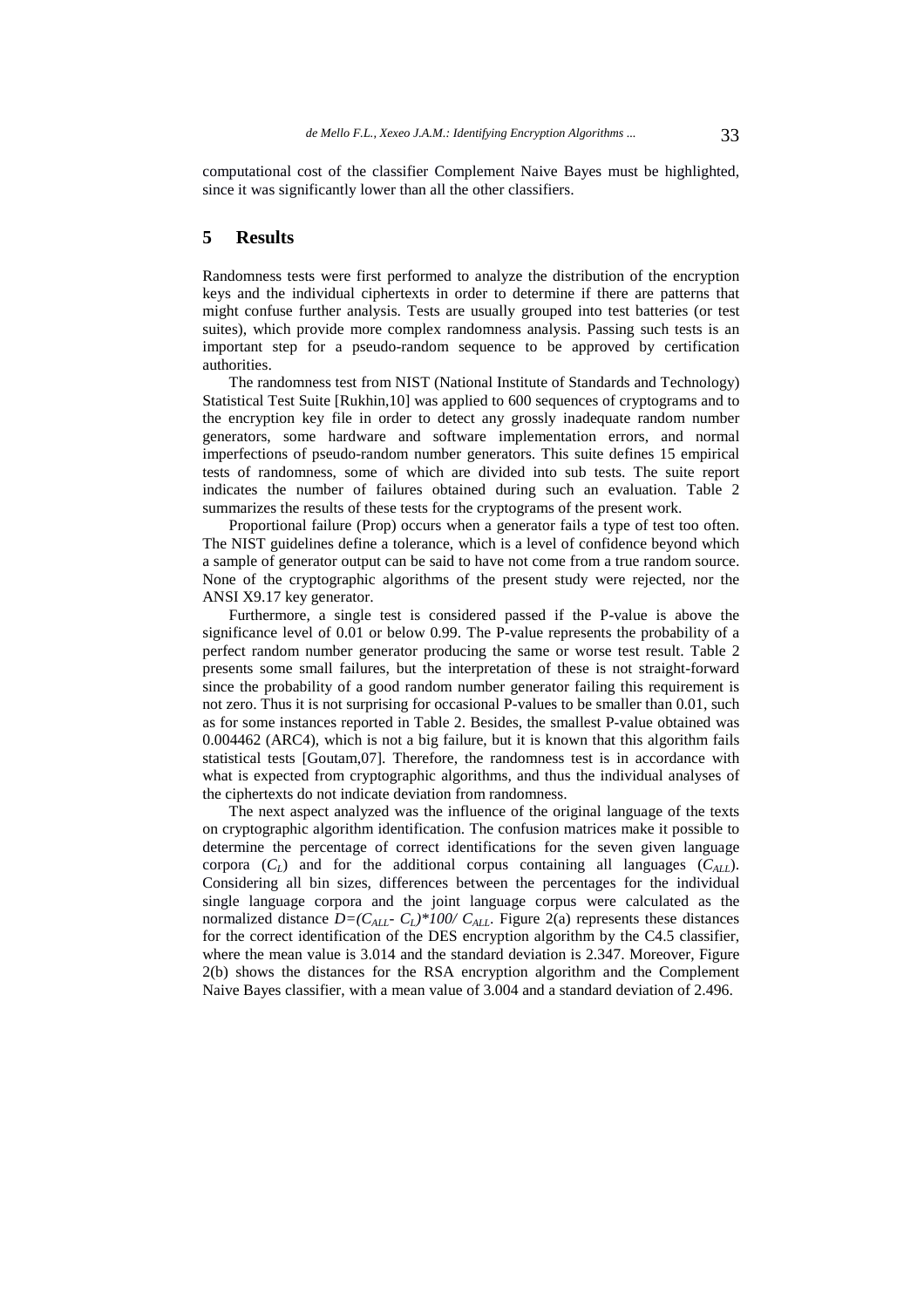computational cost of the classifier Complement Naive Bayes must be highlighted, since it was significantly lower than all the other classifiers.

## 5 Results

Randomness tests were first performed to analyze the distribution of the encryption keys and the individual ciphertexts in order to determine if there are patterns that might confuse further analysis. Tests are usually grouped into test batteries (or test suites), which provide more complex randomness analysis. Passing such tests is an important step for a pseudo-random sequence to be approved by certification authorities.

The randomness test from NIST (National Institute of Standards and Technology) Statistical Test Suite [Rukhin,10] was applied to 600 sequences of cryptograms and to the encryption key file in order to detect any grossly inadequate random number generators, some hardware and software implementation errors, and normal imperfections of pseudo-random number generators. This suite defines 15 empirical tests of randomness, some of which are divided into sub tests. The suite report indicates the number of failures obtained during such an evaluation. Table 2 summarizes the results of these tests for the cryptograms of the present work.

Proportional failure (Prop) occurs when a generator fails a type of test too often. The NIST guidelines define a tolerance, which is a level of confidence beyond which a sample of generator output can be said to have not come from a true random source. None of the cryptographic algorithms of the present study were rejected, nor the ANSI X9.17 key generator.

Furthermore, a single test is considered passed if the P-value is above the significance level of 0.01 or below 0.99. The P-value represents the probability of a perfect random number generator producing the same or worse test result. Table 2 presents some small failures, but the interpretation of these is not straight-forward since the probability of a good random number generator failing this requirement is not zero. Thus it is not surprising for occasional P-values to be smaller than 0.01, such as for some instances reported in Table 2. Besides, the smallest P-value obtained was 0.004462 (ARC4), which is not a big failure, but it is known that this algorithm fails statistical tests [Goutam,07]. Therefore, the randomness test is in accordance with what is expected from cryptographic algorithms, and thus the individual analyses of the ciphertexts do not indicate deviation from randomness.

The next aspect analyzed was the influence of the original language of the texts on cryptographic algorithm identification. The confusion matrices make it possible to determine the percentage of correct identifications for the seven given language corpora ($C_L$) and for the additional corpus containing all languages ($C_{ALL}$). Considering all bin sizes, differences between the percentages for the individual single language corpora and the joint language corpus were calculated as the normalized distance $D=(C_{ALL}- C_L)*100/ C_{ALL}$. Figure 2(a) represents these distances for the correct identification of the DES encryption algorithm by the C4.5 classifier, where the mean value is 3.014 and the standard deviation is 2.347. Moreover, Figure 2(b) shows the distances for the RSA encryption algorithm and the Complement Naive Bayes classifier, with a mean value of 3.004 and a standard deviation of 2.496.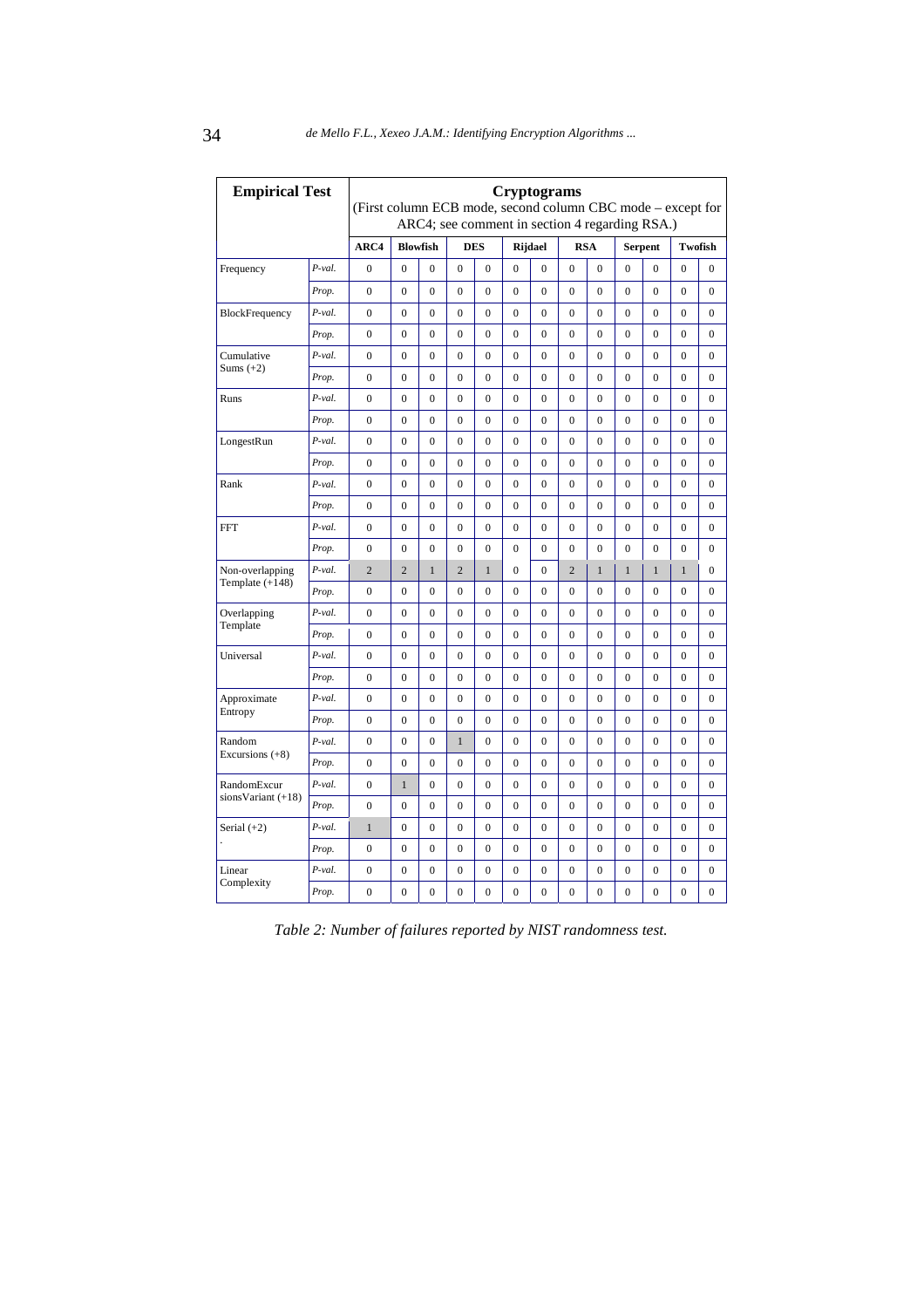| Empirical Test | | Cryptograms (First column ECB mode, second column CBC mode – except for ARC4; see comment in section 4 regarding RSA.) | | | | | | | | | | | | | |
|---|---|---|---|---|---|---|---|---|---|---|---|---|---|---|---|
| | | ARC4 | Blowfish | | DES | | Rijdael | | RSA | | Serpent | | Twofish | |
| Frequency | *P-val.* | 0 | 0 | 0 | 0 | 0 | 0 | 0 | 0 | 0 | 0 | 0 | 0 | 0 |
| | *Prop.* | 0 | 0 | 0 | 0 | 0 | 0 | 0 | 0 | 0 | 0 | 0 | 0 | 0 |
| BlockFrequency | *P-val.* | 0 | 0 | 0 | 0 | 0 | 0 | 0 | 0 | 0 | 0 | 0 | 0 | 0 |
| | *Prop.* | 0 | 0 | 0 | 0 | 0 | 0 | 0 | 0 | 0 | 0 | 0 | 0 | 0 |
| Cumulative Sums (+2) | *P-val.* | 0 | 0 | 0 | 0 | 0 | 0 | 0 | 0 | 0 | 0 | 0 | 0 | 0 |
| | *Prop.* | 0 | 0 | 0 | 0 | 0 | 0 | 0 | 0 | 0 | 0 | 0 | 0 | 0 |
| Runs | *P-val.* | 0 | 0 | 0 | 0 | 0 | 0 | 0 | 0 | 0 | 0 | 0 | 0 | 0 |
| | *Prop.* | 0 | 0 | 0 | 0 | 0 | 0 | 0 | 0 | 0 | 0 | 0 | 0 | 0 |
| LongestRun | *P-val.* | 0 | 0 | 0 | 0 | 0 | 0 | 0 | 0 | 0 | 0 | 0 | 0 | 0 |
| | *Prop.* | 0 | 0 | 0 | 0 | 0 | 0 | 0 | 0 | 0 | 0 | 0 | 0 | 0 |
| Rank | *P-val.* | 0 | 0 | 0 | 0 | 0 | 0 | 0 | 0 | 0 | 0 | 0 | 0 | 0 |
| | *Prop.* | 0 | 0 | 0 | 0 | 0 | 0 | 0 | 0 | 0 | 0 | 0 | 0 | 0 |
| FFT | *P-val.* | 0 | 0 | 0 | 0 | 0 | 0 | 0 | 0 | 0 | 0 | 0 | 0 | 0 |
| | *Prop.* | 0 | 0 | 0 | 0 | 0 | 0 | 0 | 0 | 0 | 0 | 0 | 0 | 0 |
| Non-overlapping Template (+148) | *P-val.* | 2 | 2 | 1 | 2 | 1 | 0 | 0 | 2 | 1 | 1 | 1 | 1 | 0 |
| | *Prop.* | 0 | 0 | 0 | 0 | 0 | 0 | 0 | 0 | 0 | 0 | 0 | 0 | 0 |
| Overlapping Template | *P-val.* | 0 | 0 | 0 | 0 | 0 | 0 | 0 | 0 | 0 | 0 | 0 | 0 | 0 |
| | *Prop.* | 0 | 0 | 0 | 0 | 0 | 0 | 0 | 0 | 0 | 0 | 0 | 0 | 0 |
| Universal | *P-val.* | 0 | 0 | 0 | 0 | 0 | 0 | 0 | 0 | 0 | 0 | 0 | 0 | 0 |
| | *Prop.* | 0 | 0 | 0 | 0 | 0 | 0 | 0 | 0 | 0 | 0 | 0 | 0 | 0 |
| Approximate Entropy | *P-val.* | 0 | 0 | 0 | 0 | 0 | 0 | 0 | 0 | 0 | 0 | 0 | 0 | 0 |
| | *Prop.* | 0 | 0 | 0 | 0 | 0 | 0 | 0 | 0 | 0 | 0 | 0 | 0 | 0 |
| Random Excursions (+8) | *P-val.* | 0 | 0 | 0 | 1 | 0 | 0 | 0 | 0 | 0 | 0 | 0 | 0 | 0 |
| | *Prop.* | 0 | 0 | 0 | 0 | 0 | 0 | 0 | 0 | 0 | 0 | 0 | 0 | 0 |
| RandomExcursionsVariant (+18) | *P-val.* | 0 | 1 | 0 | 0 | 0 | 0 | 0 | 0 | 0 | 0 | 0 | 0 | 0 |
| | *Prop.* | 0 | 0 | 0 | 0 | 0 | 0 | 0 | 0 | 0 | 0 | 0 | 0 | 0 |
| Serial (+2) | *P-val.* | 1 | 0 | 0 | 0 | 0 | 0 | 0 | 0 | 0 | 0 | 0 | 0 | 0 |
| | *Prop.* | 0 | 0 | 0 | 0 | 0 | 0 | 0 | 0 | 0 | 0 | 0 | 0 | 0 |
| Linear Complexity | *P-val.* | 0 | 0 | 0 | 0 | 0 | 0 | 0 | 0 | 0 | 0 | 0 | 0 | 0 |
| | *Prop.* | 0 | 0 | 0 | 0 | 0 | 0 | 0 | 0 | 0 | 0 | 0 | 0 | 0 |

*Table 2: Number of failures reported by NIST randomness test.*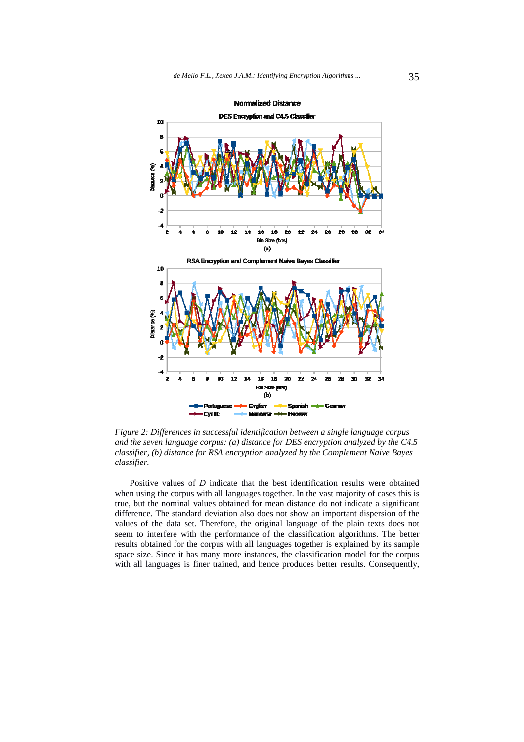*Figure 2: Differences in successful identification between a single language corpus and the seven language corpus: (a) distance for DES encryption analyzed by the C4.5 classifier, (b) distance for RSA encryption analyzed by the Complement Naive Bayes classifier.*

Positive values of *D* indicate that the best identification results were obtained when using the corpus with all languages together. In the vast majority of cases this is true, but the nominal values obtained for mean distance do not indicate a significant difference. The standard deviation also does not show an important dispersion of the values of the data set. Therefore, the original language of the plain texts does not seem to interfere with the performance of the classification algorithms. The better results obtained for the corpus with all languages together is explained by its sample space size. Since it has many more instances, the classification model for the corpus with all languages is finer trained, and hence produces better results. Consequently,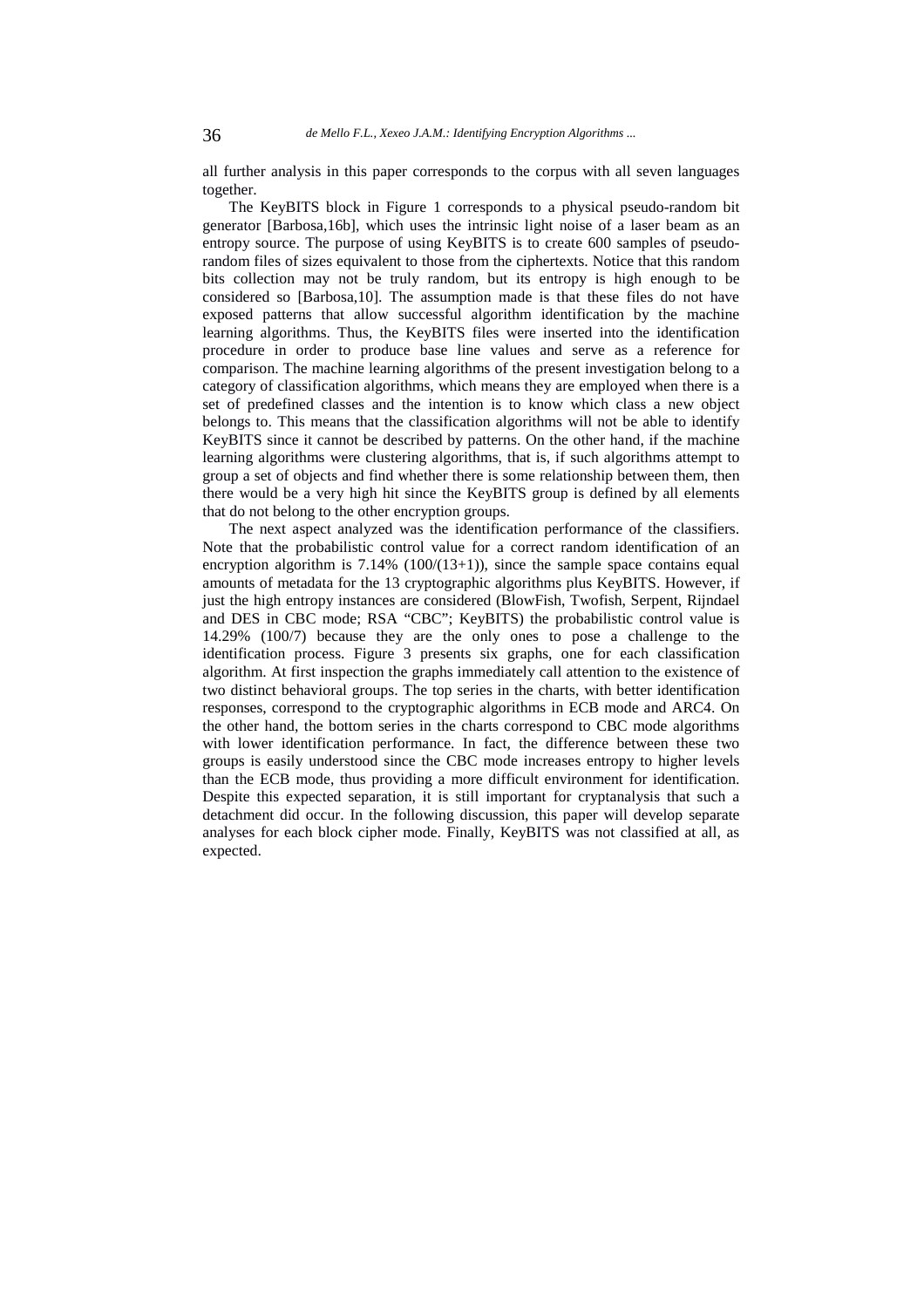all further analysis in this paper corresponds to the corpus with all seven languages together.

The KeyBITS block in Figure 1 corresponds to a physical pseudo-random bit generator [Barbosa,16b], which uses the intrinsic light noise of a laser beam as an entropy source. The purpose of using KeyBITS is to create 600 samples of pseudo-random files of sizes equivalent to those from the ciphertexts. Notice that this random bits collection may not be truly random, but its entropy is high enough to be considered so [Barbosa,10]. The assumption made is that these files do not have exposed patterns that allow successful algorithm identification by the machine learning algorithms. Thus, the KeyBITS files were inserted into the identification procedure in order to produce base line values and serve as a reference for comparison. The machine learning algorithms of the present investigation belong to a category of classification algorithms, which means they are employed when there is a set of predefined classes and the intention is to know which class a new object belongs to. This means that the classification algorithms will not be able to identify KeyBITS since it cannot be described by patterns. On the other hand, if the machine learning algorithms were clustering algorithms, that is, if such algorithms attempt to group a set of objects and find whether there is some relationship between them, then there would be a very high hit since the KeyBITS group is defined by all elements that do not belong to the other encryption groups.

The next aspect analyzed was the identification performance of the classifiers. Note that the probabilistic control value for a correct random identification of an encryption algorithm is 7.14% (100/(13+1)), since the sample space contains equal amounts of metadata for the 13 cryptographic algorithms plus KeyBITS. However, if just the high entropy instances are considered (BlowFish, Twofish, Serpent, Rijndael and DES in CBC mode; RSA "CBC"; KeyBITS) the probabilistic control value is 14.29% (100/7) because they are the only ones to pose a challenge to the identification process. Figure 3 presents six graphs, one for each classification algorithm. At first inspection the graphs immediately call attention to the existence of two distinct behavioral groups. The top series in the charts, with better identification responses, correspond to the cryptographic algorithms in ECB mode and ARC4. On the other hand, the bottom series in the charts correspond to CBC mode algorithms with lower identification performance. In fact, the difference between these two groups is easily understood since the CBC mode increases entropy to higher levels than the ECB mode, thus providing a more difficult environment for identification. Despite this expected separation, it is still important for cryptanalysis that such a detachment did occur. In the following discussion, this paper will develop separate analyses for each block cipher mode. Finally, KeyBITS was not classified at all, as expected.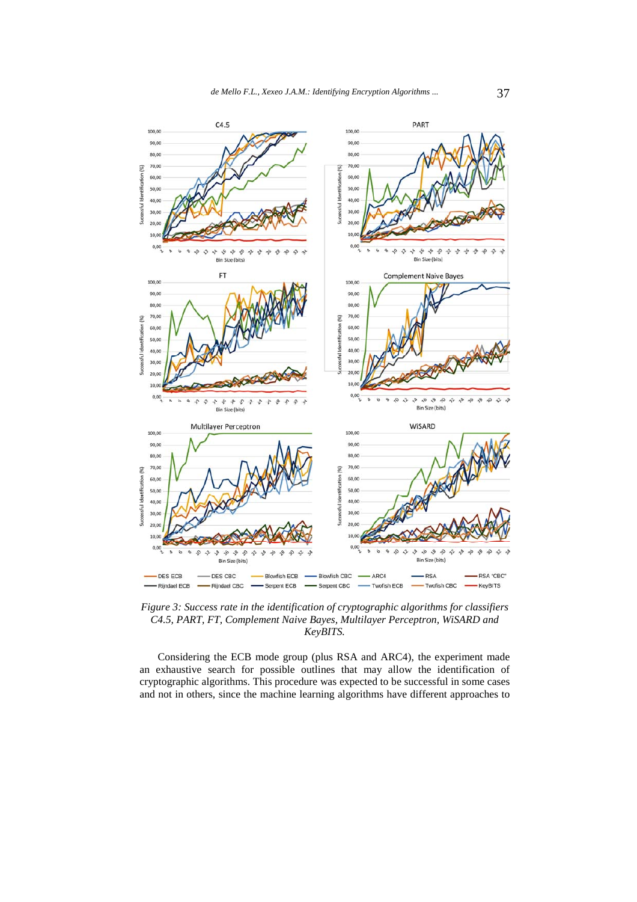*Figure 3: Success rate in the identification of cryptographic algorithms for classifiers C4.5, PART, FT, Complement Naive Bayes, Multilayer Perceptron, WiSARD and KeyBITS.*

Considering the ECB mode group (plus RSA and ARC4), the experiment made an exhaustive search for possible outlines that may allow the identification of cryptographic algorithms. This procedure was expected to be successful in some cases and not in others, since the machine learning algorithms have different approaches to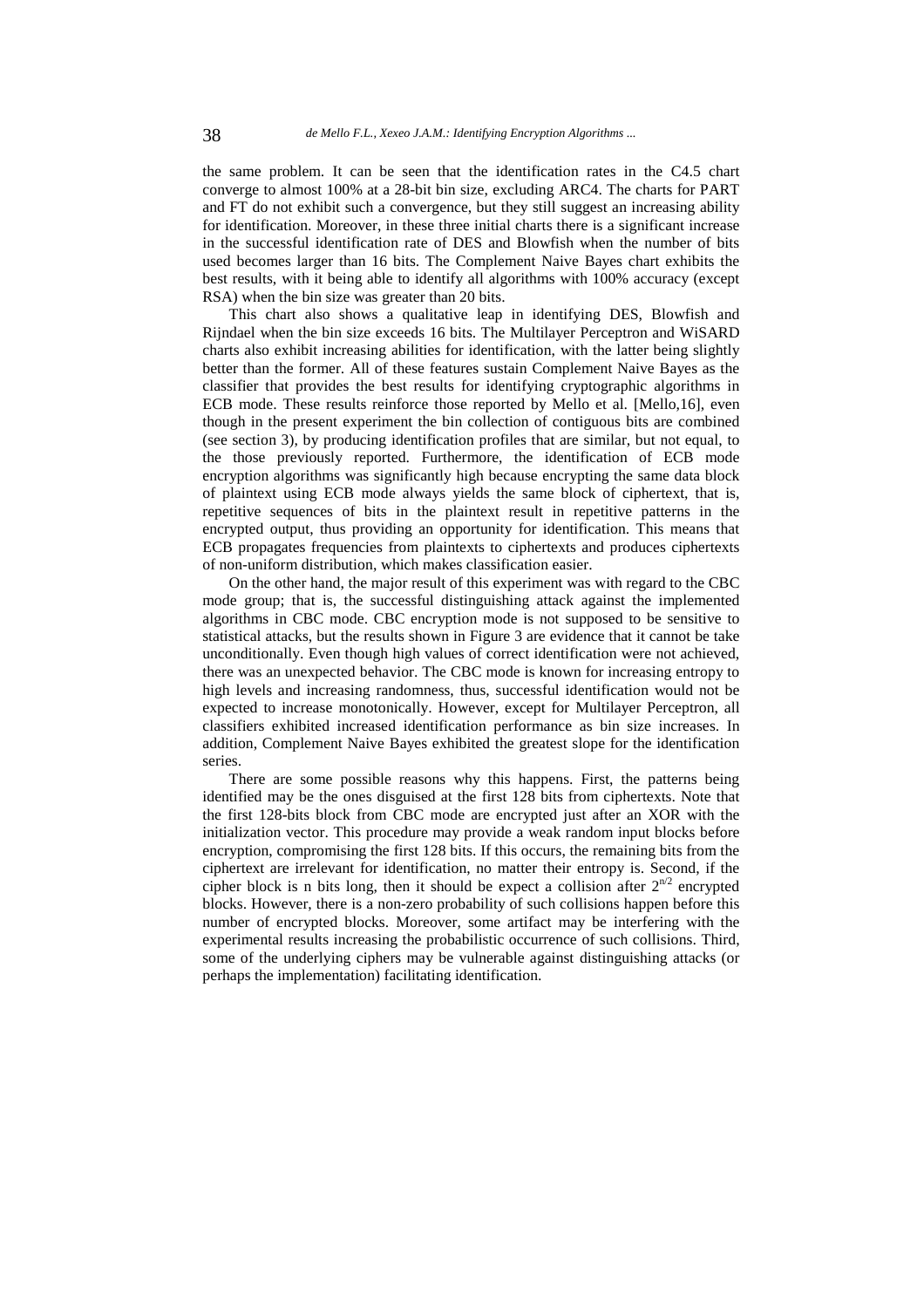the same problem. It can be seen that the identification rates in the C4.5 chart converge to almost 100% at a 28-bit bin size, excluding ARC4. The charts for PART and FT do not exhibit such a convergence, but they still suggest an increasing ability for identification. Moreover, in these three initial charts there is a significant increase in the successful identification rate of DES and Blowfish when the number of bits used becomes larger than 16 bits. The Complement Naive Bayes chart exhibits the best results, with it being able to identify all algorithms with 100% accuracy (except RSA) when the bin size was greater than 20 bits.

This chart also shows a qualitative leap in identifying DES, Blowfish and Rijndael when the bin size exceeds 16 bits. The Multilayer Perceptron and WiSARD charts also exhibit increasing abilities for identification, with the latter being slightly better than the former. All of these features sustain Complement Naive Bayes as the classifier that provides the best results for identifying cryptographic algorithms in ECB mode. These results reinforce those reported by Mello et al. [Mello,16], even though in the present experiment the bin collection of contiguous bits are combined (see section 3), by producing identification profiles that are similar, but not equal, to the those previously reported. Furthermore, the identification of ECB mode encryption algorithms was significantly high because encrypting the same data block of plaintext using ECB mode always yields the same block of ciphertext, that is, repetitive sequences of bits in the plaintext result in repetitive patterns in the encrypted output, thus providing an opportunity for identification. This means that ECB propagates frequencies from plaintexts to ciphertexts and produces ciphertexts of non-uniform distribution, which makes classification easier.

On the other hand, the major result of this experiment was with regard to the CBC mode group; that is, the successful distinguishing attack against the implemented algorithms in CBC mode. CBC encryption mode is not supposed to be sensitive to statistical attacks, but the results shown in Figure 3 are evidence that it cannot be take unconditionally. Even though high values of correct identification were not achieved, there was an unexpected behavior. The CBC mode is known for increasing entropy to high levels and increasing randomness, thus, successful identification would not be expected to increase monotonically. However, except for Multilayer Perceptron, all classifiers exhibited increased identification performance as bin size increases. In addition, Complement Naive Bayes exhibited the greatest slope for the identification series.

There are some possible reasons why this happens. First, the patterns being identified may be the ones disguised at the first 128 bits from ciphertexts. Note that the first 128-bits block from CBC mode are encrypted just after an XOR with the initialization vector. This procedure may provide a weak random input blocks before encryption, compromising the first 128 bits. If this occurs, the remaining bits from the ciphertext are irrelevant for identification, no matter their entropy is. Second, if the cipher block is n bits long, then it should be expect a collision after $2^{n/2}$ encrypted blocks. However, there is a non-zero probability of such collisions happen before this number of encrypted blocks. Moreover, some artifact may be interfering with the experimental results increasing the probabilistic occurrence of such collisions. Third, some of the underlying ciphers may be vulnerable against distinguishing attacks (or perhaps the implementation) facilitating identification.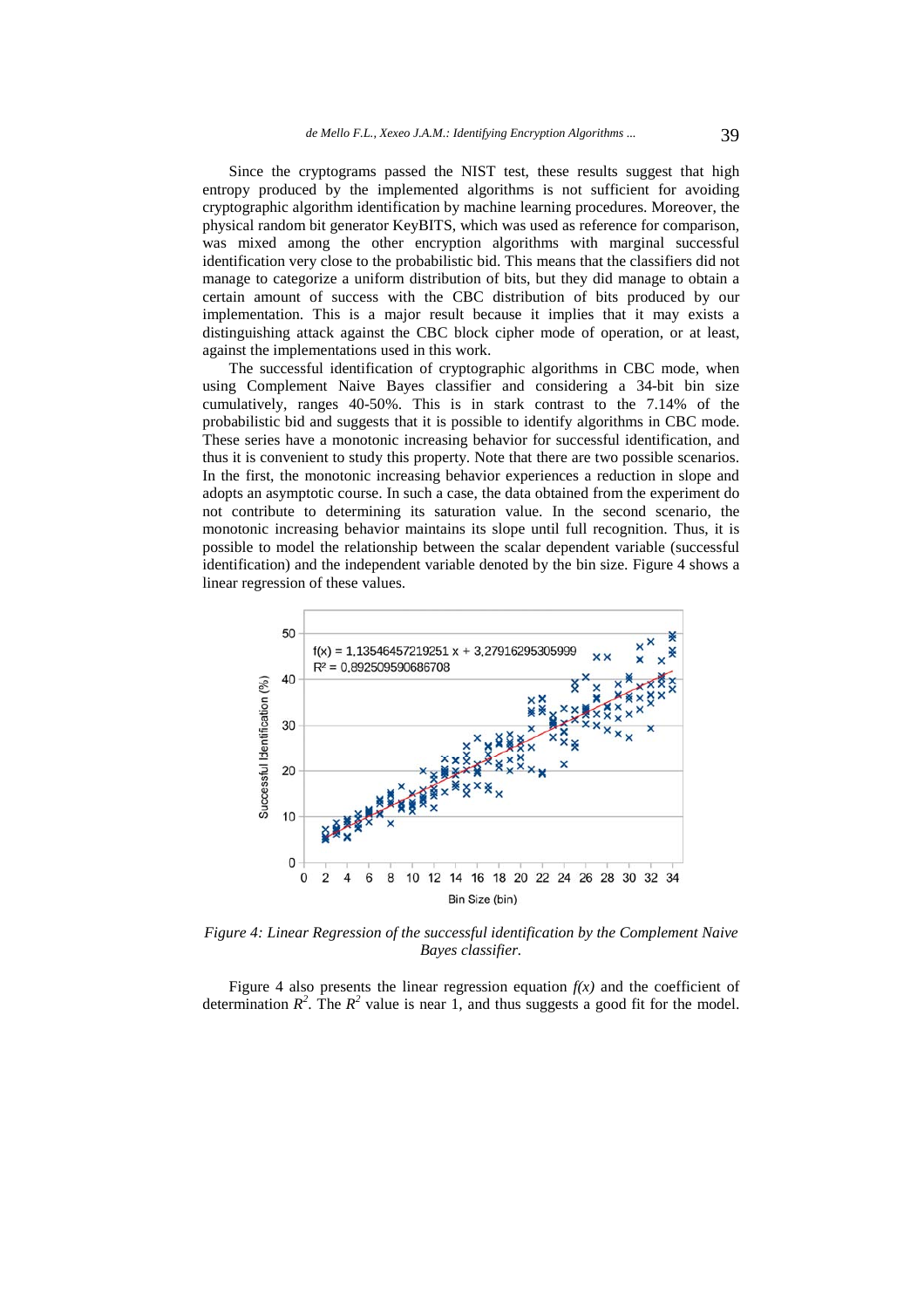Since the cryptograms passed the NIST test, these results suggest that high entropy produced by the implemented algorithms is not sufficient for avoiding cryptographic algorithm identification by machine learning procedures. Moreover, the physical random bit generator KeyBITS, which was used as reference for comparison, was mixed among the other encryption algorithms with marginal successful identification very close to the probabilistic bid. This means that the classifiers did not manage to categorize a uniform distribution of bits, but they did manage to obtain a certain amount of success with the CBC distribution of bits produced by our implementation. This is a major result because it implies that it may exists a distinguishing attack against the CBC block cipher mode of operation, or at least, against the implementations used in this work.

The successful identification of cryptographic algorithms in CBC mode, when using Complement Naive Bayes classifier and considering a 34-bit bin size cumulatively, ranges 40-50%. This is in stark contrast to the 7.14% of the probabilistic bid and suggests that it is possible to identify algorithms in CBC mode. These series have a monotonic increasing behavior for successful identification, and thus it is convenient to study this property. Note that there are two possible scenarios. In the first, the monotonic increasing behavior experiences a reduction in slope and adopts an asymptotic course. In such a case, the data obtained from the experiment do not contribute to determining its saturation value. In the second scenario, the monotonic increasing behavior maintains its slope until full recognition. Thus, it is possible to model the relationship between the scalar dependent variable (successful identification) and the independent variable denoted by the bin size. Figure 4 shows a linear regression of these values.

*Figure 4: Linear Regression of the successful identification by the Complement Naive Bayes classifier.*

Figure 4 also presents the linear regression equation $f(x)$ and the coefficient of determination $R^2$. The $R^2$ value is near 1, and thus suggests a good fit for the model.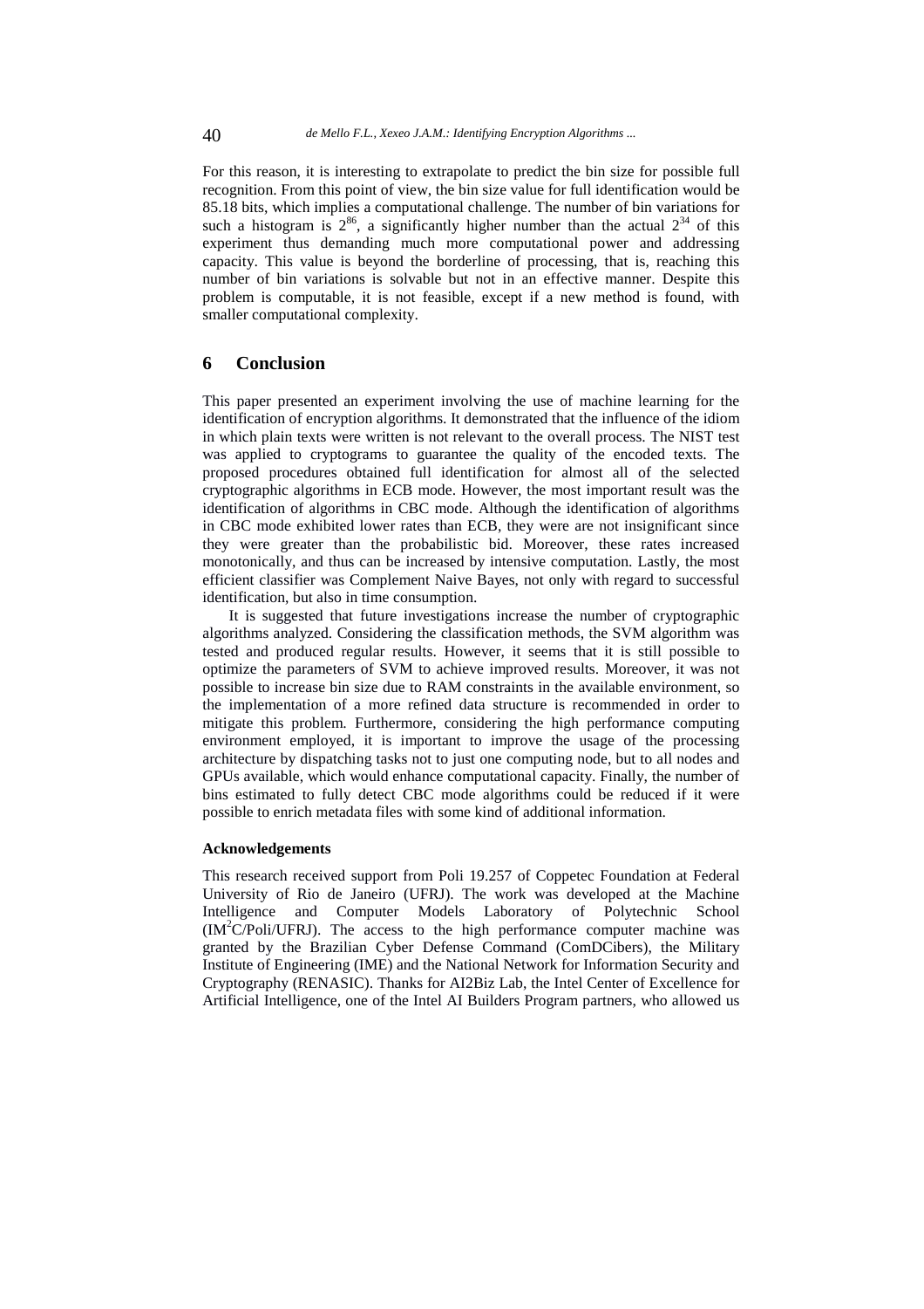For this reason, it is interesting to extrapolate to predict the bin size for possible full recognition. From this point of view, the bin size value for full identification would be 85.18 bits, which implies a computational challenge. The number of bin variations for such a histogram is $2^{86}$, a significantly higher number than the actual $2^{34}$ of this experiment thus demanding much more computational power and addressing capacity. This value is beyond the borderline of processing, that is, reaching this number of bin variations is solvable but not in an effective manner. Despite this problem is computable, it is not feasible, except if a new method is found, with smaller computational complexity.

## 6 Conclusion

This paper presented an experiment involving the use of machine learning for the identification of encryption algorithms. It demonstrated that the influence of the idiom in which plain texts were written is not relevant to the overall process. The NIST test was applied to cryptograms to guarantee the quality of the encoded texts. The proposed procedures obtained full identification for almost all of the selected cryptographic algorithms in ECB mode. However, the most important result was the identification of algorithms in CBC mode. Although the identification of algorithms in CBC mode exhibited lower rates than ECB, they were are not insignificant since they were greater than the probabilistic bid. Moreover, these rates increased monotonically, and thus can be increased by intensive computation. Lastly, the most efficient classifier was Complement Naive Bayes, not only with regard to successful identification, but also in time consumption.

It is suggested that future investigations increase the number of cryptographic algorithms analyzed. Considering the classification methods, the SVM algorithm was tested and produced regular results. However, it seems that it is still possible to optimize the parameters of SVM to achieve improved results. Moreover, it was not possible to increase bin size due to RAM constraints in the available environment, so the implementation of a more refined data structure is recommended in order to mitigate this problem. Furthermore, considering the high performance computing environment employed, it is important to improve the usage of the processing architecture by dispatching tasks not to just one computing node, but to all nodes and GPUs available, which would enhance computational capacity. Finally, the number of bins estimated to fully detect CBC mode algorithms could be reduced if it were possible to enrich metadata files with some kind of additional information.

#### Acknowledgements

This research received support from Poli 19.257 of Coppetec Foundation at Federal University of Rio de Janeiro (UFRJ). The work was developed at the Machine Intelligence and Computer Models Laboratory of Polytechnic School ($IM^2C$/Poli/UFRJ). The access to the high performance computer machine was granted by the Brazilian Cyber Defense Command (ComDCibers), the Military Institute of Engineering (IME) and the National Network for Information Security and Cryptography (RENASIC). Thanks for AI2Biz Lab, the Intel Center of Excellence for Artificial Intelligence, one of the Intel AI Builders Program partners, who allowed us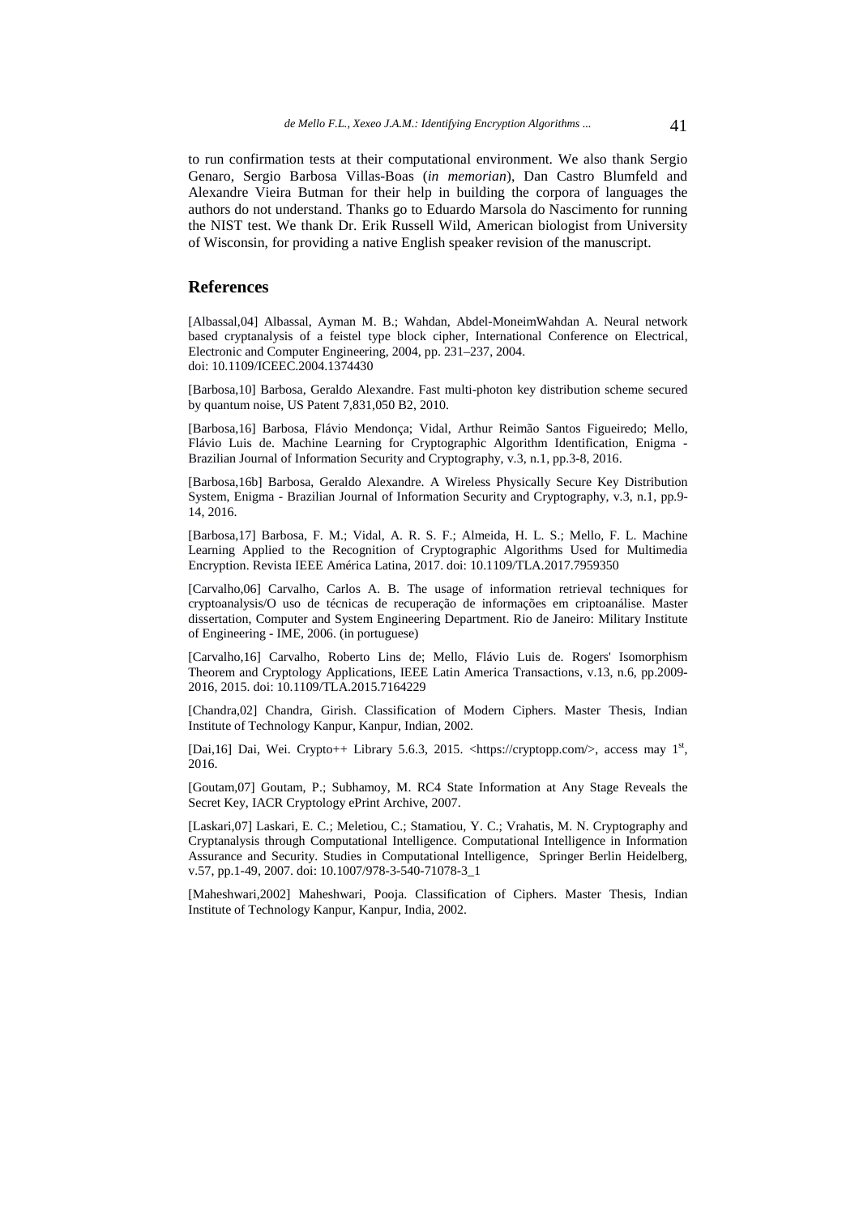to run confirmation tests at their computational environment. We also thank Sergio Genaro, Sergio Barbosa Villas-Boas (*in memorian*), Dan Castro Blumfeld and Alexandre Vieira Butman for their help in building the corpora of languages the authors do not understand. Thanks go to Eduardo Marsola do Nascimento for running the NIST test. We thank Dr. Erik Russell Wild, American biologist from University of Wisconsin, for providing a native English speaker revision of the manuscript.

## References

[Albassal,04] Albassal, Ayman M. B.; Wahdan, Abdel-MoneimWahdan A. Neural network based cryptanalysis of a feistel type block cipher, International Conference on Electrical, Electronic and Computer Engineering, 2004, pp. 231–237, 2004. doi: 10.1109/ICEEC.2004.1374430

[Barbosa,10] Barbosa, Geraldo Alexandre. Fast multi-photon key distribution scheme secured by quantum noise, US Patent 7,831,050 B2, 2010.

[Barbosa,16] Barbosa, Flávio Mendonça; Vidal, Arthur Reimão Santos Figueiredo; Mello, Flávio Luis de. Machine Learning for Cryptographic Algorithm Identification, Enigma - Brazilian Journal of Information Security and Cryptography, v.3, n.1, pp.3-8, 2016.

[Barbosa,16b] Barbosa, Geraldo Alexandre. A Wireless Physically Secure Key Distribution System, Enigma - Brazilian Journal of Information Security and Cryptography, v.3, n.1, pp.9-14, 2016.

[Barbosa,17] Barbosa, F. M.; Vidal, A. R. S. F.; Almeida, H. L. S.; Mello, F. L. Machine Learning Applied to the Recognition of Cryptographic Algorithms Used for Multimedia Encryption. Revista IEEE América Latina, 2017. doi: 10.1109/TLA.2017.7959350

[Carvalho,06] Carvalho, Carlos A. B. The usage of information retrieval techniques for cryptoanalysis/O uso de técnicas de recuperação de informações em criptoanálise. Master dissertation, Computer and System Engineering Department. Rio de Janeiro: Military Institute of Engineering - IME, 2006. (in portuguese)

[Carvalho,16] Carvalho, Roberto Lins de; Mello, Flávio Luis de. Rogers' Isomorphism Theorem and Cryptology Applications, IEEE Latin America Transactions, v.13, n.6, pp.2009-2016, 2015. doi: 10.1109/TLA.2015.7164229

[Chandra,02] Chandra, Girish. Classification of Modern Ciphers. Master Thesis, Indian Institute of Technology Kanpur, Kanpur, Indian, 2002.

[Dai,16] Dai, Wei. Crypto++ Library 5.6.3, 2015. <https://cryptopp.com/>, access may 1st, 2016.

[Goutam,07] Goutam, P.; Subhamoy, M. RC4 State Information at Any Stage Reveals the Secret Key, IACR Cryptology ePrint Archive, 2007.

[Laskari,07] Laskari, E. C.; Meletiou, C.; Stamatiou, Y. C.; Vrahatis, M. N. Cryptography and Cryptanalysis through Computational Intelligence. Computational Intelligence in Information Assurance and Security. Studies in Computational Intelligence, Springer Berlin Heidelberg, v.57, pp.1-49, 2007. doi: 10.1007/978-3-540-71078-3_1

[Maheshwari,2002] Maheshwari, Pooja. Classification of Ciphers. Master Thesis, Indian Institute of Technology Kanpur, Kanpur, India, 2002.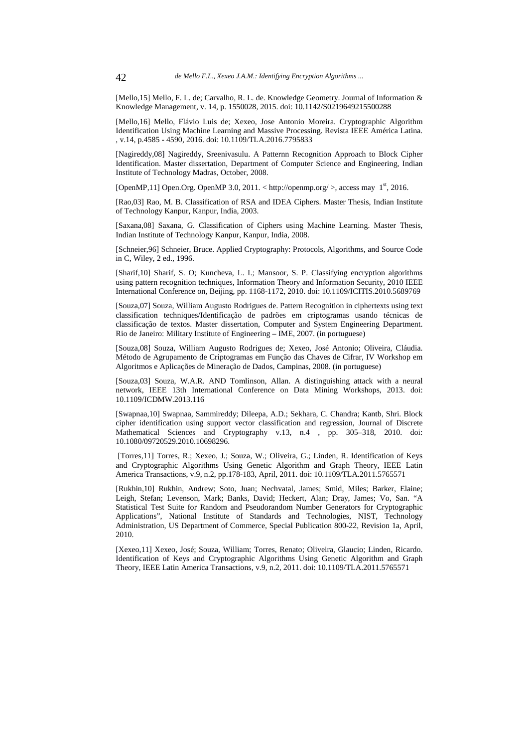[Mello,15] Mello, F. L. de; Carvalho, R. L. de. Knowledge Geometry. Journal of Information & Knowledge Management, v. 14, p. 1550028, 2015. doi: 10.1142/S0219649215500288

[Mello,16] Mello, Flávio Luis de; Xexeo, Jose Antonio Moreira. Cryptographic Algorithm Identification Using Machine Learning and Massive Processing. Revista IEEE América Latina. , v.14, p.4585 - 4590, 2016. doi: 10.1109/TLA.2016.7795833

[Nagireddy,08] Nagireddy, Sreenivasulu. A Patternn Recognition Approach to Block Cipher Identification. Master dissertation, Department of Computer Science and Engineering, Indian Institute of Technology Madras, October, 2008.

[OpenMP,11] Open.Org. OpenMP 3.0, 2011. < http://openmp.org/ >, access may 1st, 2016.

[Rao,03] Rao, M. B. Classification of RSA and IDEA Ciphers. Master Thesis, Indian Institute of Technology Kanpur, Kanpur, India, 2003.

[Saxana,08] Saxana, G. Classification of Ciphers using Machine Learning. Master Thesis, Indian Institute of Technology Kanpur, Kanpur, India, 2008.

[Schneier,96] Schneier, Bruce. Applied Cryptography: Protocols, Algorithms, and Source Code in C, Wiley, 2 ed., 1996.

[Sharif,10] Sharif, S. O; Kuncheva, L. I.; Mansoor, S. P. Classifying encryption algorithms using pattern recognition techniques, Information Theory and Information Security, 2010 IEEE International Conference on, Beijing, pp. 1168-1172, 2010. doi: 10.1109/ICITIS.2010.5689769

[Souza,07] Souza, William Augusto Rodrigues de. Pattern Recognition in ciphertexts using text classification techniques/Identificação de padrões em criptogramas usando técnicas de classificação de textos. Master dissertation, Computer and System Engineering Department. Rio de Janeiro: Military Institute of Engineering – IME, 2007. (in portuguese)

[Souza,08] Souza, William Augusto Rodrigues de; Xexeo, José Antonio; Oliveira, Cláudia. Método de Agrupamento de Criptogramas em Função das Chaves de Cifrar, IV Workshop em Algoritmos e Aplicações de Mineração de Dados, Campinas, 2008. (in portuguese)

[Souza,03] Souza, W.A.R. AND Tomlinson, Allan. A distinguishing attack with a neural network, IEEE 13th International Conference on Data Mining Workshops, 2013. doi: 10.1109/ICDMW.2013.116

[Swapnaa,10] Swapnaa, Sammireddy; Dileepa, A.D.; Sekhara, C. Chandra; Kantb, Shri. Block cipher identification using support vector classification and regression, Journal of Discrete Mathematical Sciences and Cryptography v.13, n.4 , pp. 305–318, 2010. doi: 10.1080/09720529.2010.10698296.

[Torres,11] Torres, R.; Xexeo, J.; Souza, W.; Oliveira, G.; Linden, R. Identification of Keys and Cryptographic Algorithms Using Genetic Algorithm and Graph Theory, IEEE Latin America Transactions, v.9, n.2, pp.178-183, April, 2011. doi: 10.1109/TLA.2011.5765571

[Rukhin,10] Rukhin, Andrew; Soto, Juan; Nechvatal, James; Smid, Miles; Barker, Elaine; Leigh, Stefan; Levenson, Mark; Banks, David; Heckert, Alan; Dray, James; Vo, San. "A Statistical Test Suite for Random and Pseudorandom Number Generators for Cryptographic Applications", National Institute of Standards and Technologies, NIST, Technology Administration, US Department of Commerce, Special Publication 800-22, Revision 1a, April, 2010.

[Xexeo,11] Xexeo, José; Souza, William; Torres, Renato; Oliveira, Glaucio; Linden, Ricardo. Identification of Keys and Cryptographic Algorithms Using Genetic Algorithm and Graph Theory, IEEE Latin America Transactions, v.9, n.2, 2011. doi: 10.1109/TLA.2011.5765571